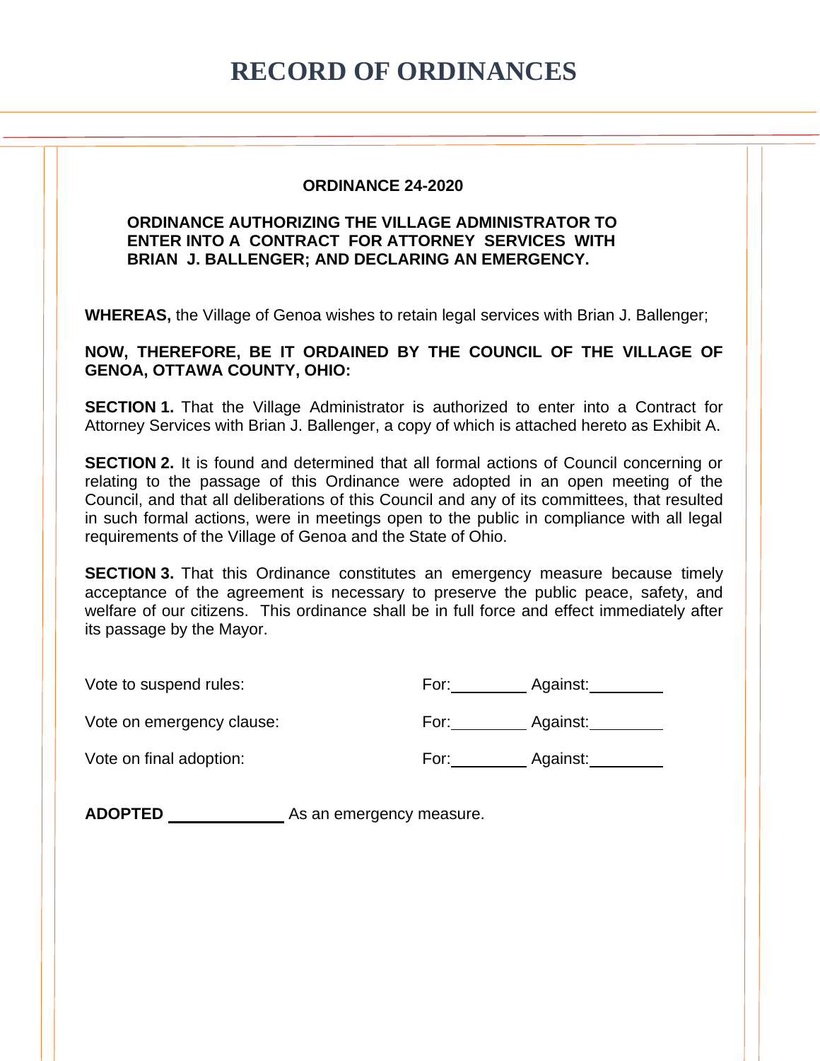# RECORD OF ORDINANCES

## ORDINANCE 24-2020

**ORDINANCE AUTHORIZING THE VILLAGE ADMINISTRATOR TO ENTER INTO A CONTRACT FOR ATTORNEY SERVICES WITH BRIAN J. BALLENGER; AND DECLARING AN EMERGENCY.**

**WHEREAS,** the Village of Genoa wishes to retain legal services with Brian J. Ballenger;

**NOW, THEREFORE, BE IT ORDAINED BY THE COUNCIL OF THE VILLAGE OF GENOA, OTTAWA COUNTY, OHIO:**

**SECTION 1.** That the Village Administrator is authorized to enter into a Contract for Attorney Services with Brian J. Ballenger, a copy of which is attached hereto as Exhibit A.

**SECTION 2.** It is found and determined that all formal actions of Council concerning or relating to the passage of this Ordinance were adopted in an open meeting of the Council, and that all deliberations of this Council and any of its committees, that resulted in such formal actions, were in meetings open to the public in compliance with all legal requirements of the Village of Genoa and the State of Ohio.

**SECTION 3.** That this Ordinance constitutes an emergency measure because timely acceptance of the agreement is necessary to preserve the public peace, safety, and welfare of our citizens. This ordinance shall be in full force and effect immediately after its passage by the Mayor.

Vote to suspend rules: For:________ Against:________

Vote on emergency clause: For:________ Against:________

Vote on final adoption: For:________ Against:________

**ADOPTED** ____________ As an emergency measure.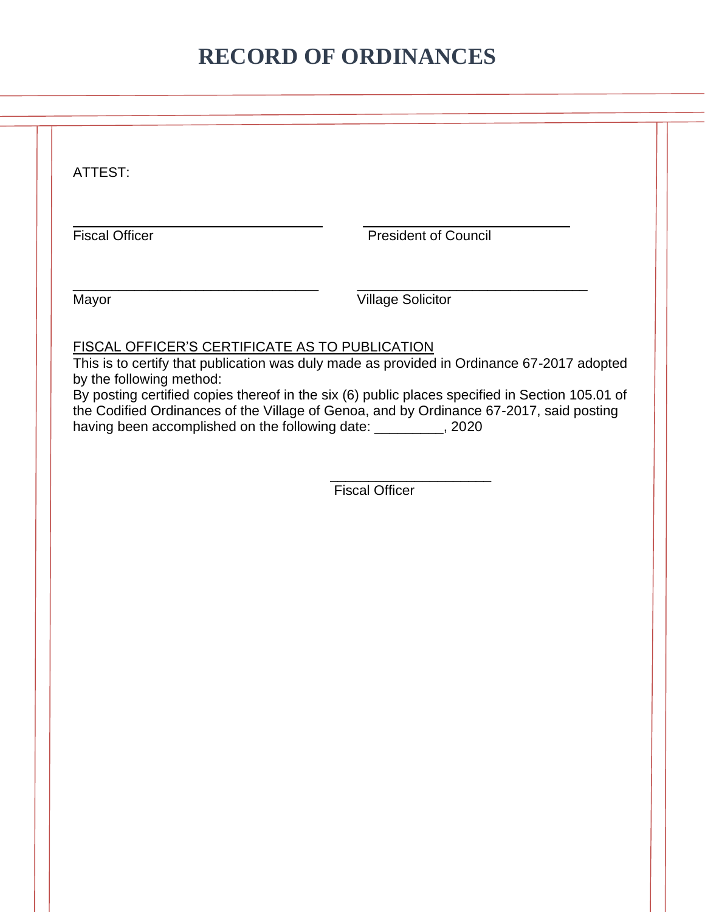# RECORD OF ORDINANCES

ATTEST:

\_\_\_\_\_\_\_\_\_\_\_\_\_\_\_\_\_\_\_\_\_\_\_\_\_\_\_\_\_\_\_\_\_\_ \_\_\_\_\_\_\_\_\_\_\_\_\_\_\_\_\_\_\_\_\_\_\_\_\_\_\_\_\_

Fiscal Officer President of Council

\_\_\_\_\_\_\_\_\_\_\_\_\_\_\_\_\_\_\_\_\_\_\_\_\_\_\_\_\_\_\_\_\_\_ \_\_\_\_\_\_\_\_\_\_\_\_\_\_\_\_\_\_\_\_\_\_\_\_\_\_\_\_\_\_\_\_

Mayor Village Solicitor

<u>FISCAL OFFICER'S CERTIFICATE AS TO PUBLICATION</u>

This is to certify that publication was duly made as provided in Ordinance 67-2017 adopted by the following method:

By posting certified copies thereof in the six (6) public places specified in Section 105.01 of the Codified Ordinances of the Village of Genoa, and by Ordinance 67-2017, said posting having been accomplished on the following date: _________, 2020

\_\_\_\_\_\_\_\_\_\_\_\_\_\_\_\_\_\_\_\_\_\_

Fiscal Officer